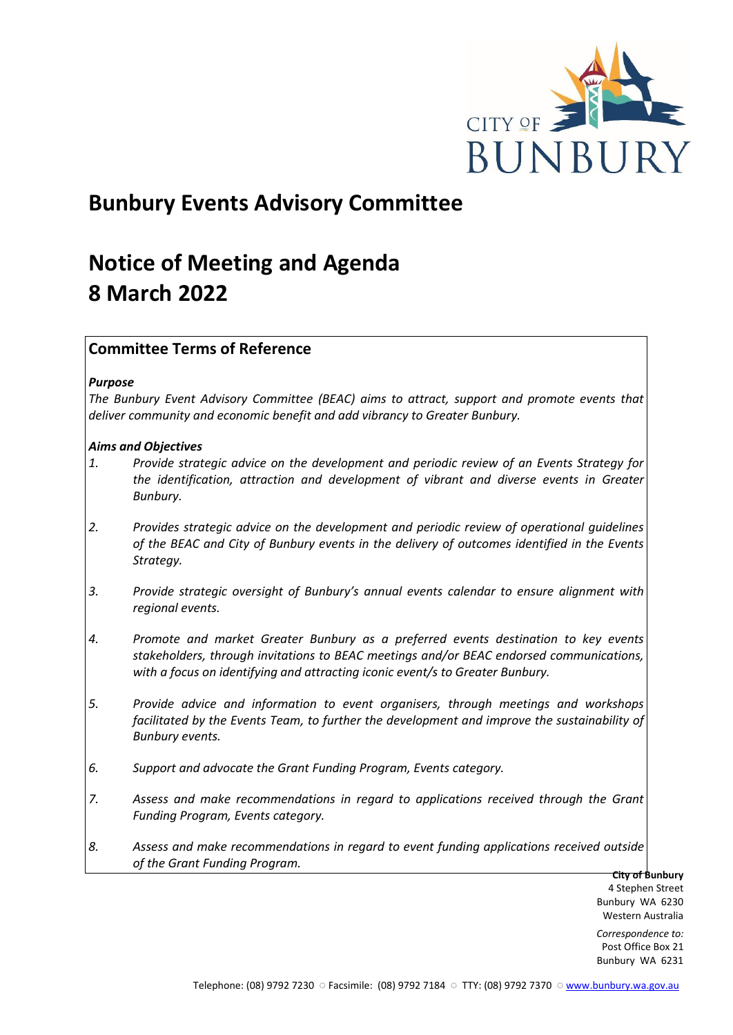# Bunbury Events Advisory Committee

# Notice of Meeting and Agenda
# 8 March 2022

## Committee Terms of Reference

***Purpose***

*The Bunbury Event Advisory Committee (BEAC) aims to attract, support and promote events that deliver community and economic benefit and add vibrancy to Greater Bunbury.*

***Aims and Objectives***

1. *Provide strategic advice on the development and periodic review of an Events Strategy for the identification, attraction and development of vibrant and diverse events in Greater Bunbury.*
2. *Provides strategic advice on the development and periodic review of operational guidelines of the BEAC and City of Bunbury events in the delivery of outcomes identified in the Events Strategy.*
3. *Provide strategic oversight of Bunbury's annual events calendar to ensure alignment with regional events.*
4. *Promote and market Greater Bunbury as a preferred events destination to key events stakeholders, through invitations to BEAC meetings and/or BEAC endorsed communications, with a focus on identifying and attracting iconic event/s to Greater Bunbury.*
5. *Provide advice and information to event organisers, through meetings and workshops facilitated by the Events Team, to further the development and improve the sustainability of Bunbury events.*
6. *Support and advocate the Grant Funding Program, Events category.*
7. *Assess and make recommendations in regard to applications received through the Grant Funding Program, Events category.*
8. *Assess and make recommendations in regard to event funding applications received outside of the Grant Funding Program.*

**City of Bunbury**
4 Stephen Street
Bunbury WA 6230
Western Australia

*Correspondence to:*
Post Office Box 21
Bunbury WA 6231

Telephone: (08) 9792 7230 ○ Facsimile: (08) 9792 7184 ○ TTY: (08) 9792 7370 ○ www.bunbury.wa.gov.au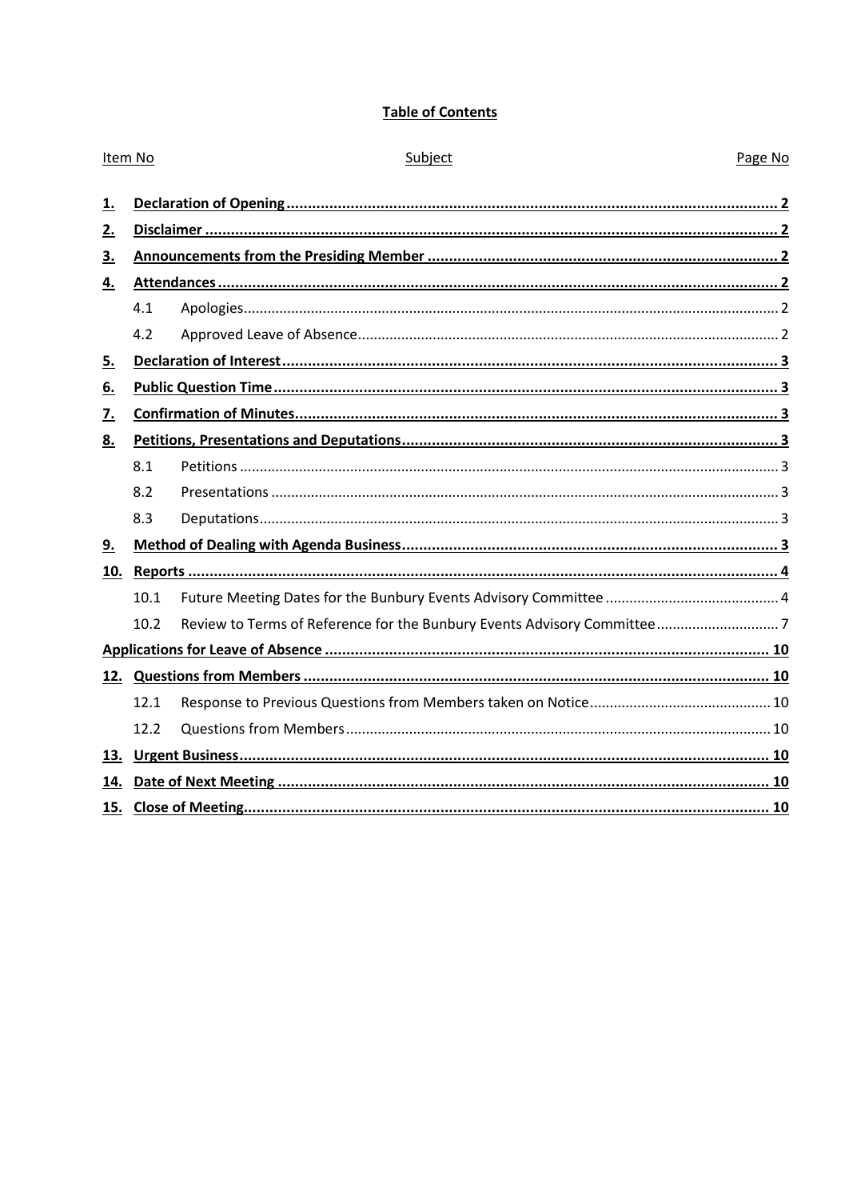**Table of Contents**

| Item No | | Subject | Page No |
|---|---|---|---|
| **1.** | | **Declaration of Opening** | **2** |
| **2.** | | **Disclaimer** | **2** |
| **3.** | | **Announcements from the Presiding Member** | **2** |
| **4.** | | **Attendances** | **2** |
| | 4.1 | Apologies | 2 |
| | 4.2 | Approved Leave of Absence | 2 |
| **5.** | | **Declaration of Interest** | **3** |
| **6.** | | **Public Question Time** | **3** |
| **7.** | | **Confirmation of Minutes** | **3** |
| **8.** | | **Petitions, Presentations and Deputations** | **3** |
| | 8.1 | Petitions | 3 |
| | 8.2 | Presentations | 3 |
| | 8.3 | Deputations | 3 |
| **9.** | | **Method of Dealing with Agenda Business** | **3** |
| **10.** | | **Reports** | **4** |
| | 10.1 | Future Meeting Dates for the Bunbury Events Advisory Committee | 4 |
| | 10.2 | Review to Terms of Reference for the Bunbury Events Advisory Committee | 7 |
| | | **Applications for Leave of Absence** | **10** |
| **12.** | | **Questions from Members** | **10** |
| | 12.1 | Response to Previous Questions from Members taken on Notice | 10 |
| | 12.2 | Questions from Members | 10 |
| **13.** | | **Urgent Business** | **10** |
| **14.** | | **Date of Next Meeting** | **10** |
| **15.** | | **Close of Meeting** | **10** |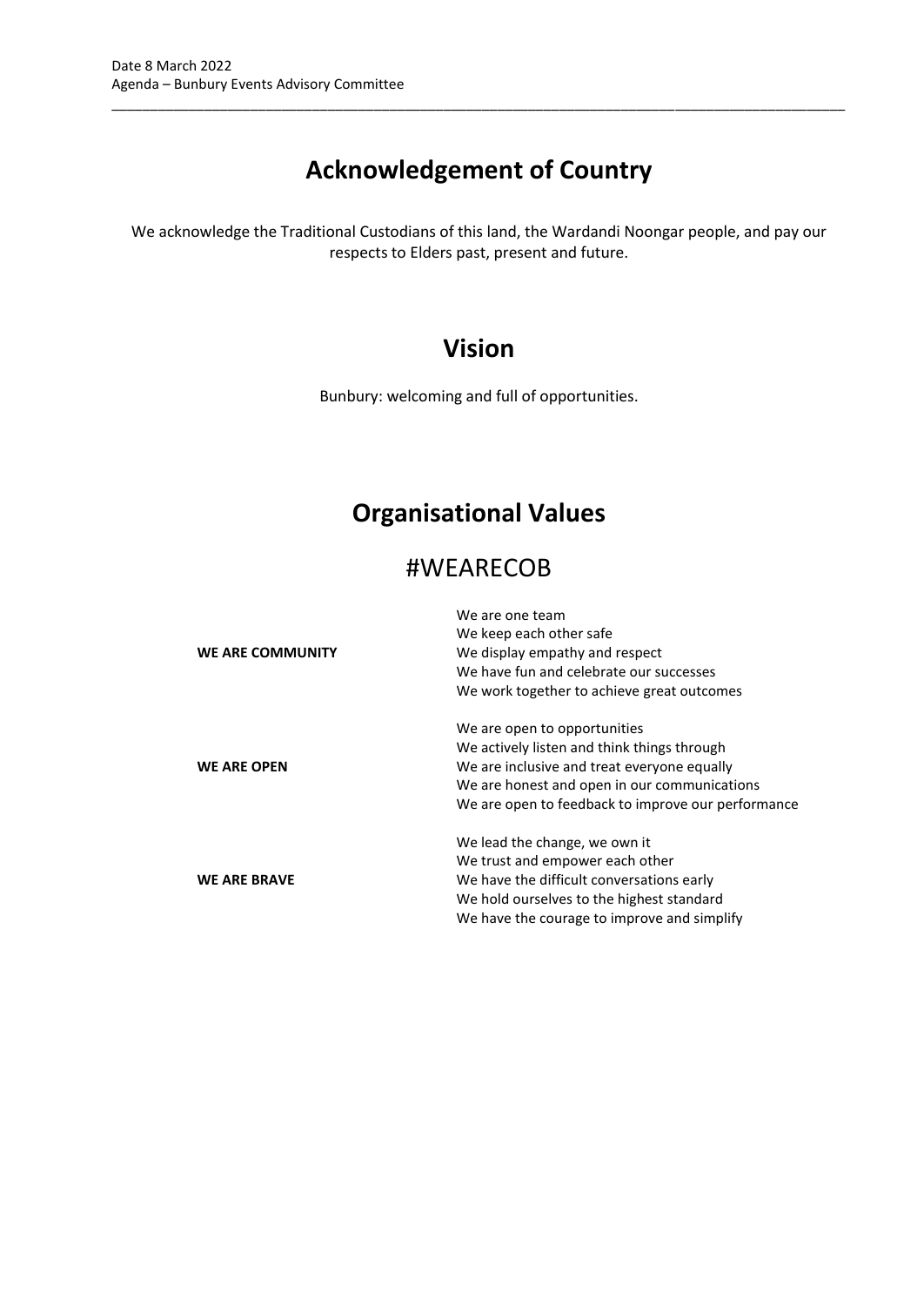# Acknowledgement of Country

We acknowledge the Traditional Custodians of this land, the Wardandi Noongar people, and pay our respects to Elders past, present and future.

# Vision

Bunbury: welcoming and full of opportunities.

# Organisational Values

## #WEARECOB

| | |
|---|---|
| **WE ARE COMMUNITY** | We are one team<br>We keep each other safe<br>We display empathy and respect<br>We have fun and celebrate our successes<br>We work together to achieve great outcomes |
| **WE ARE OPEN** | We are open to opportunities<br>We actively listen and think things through<br>We are inclusive and treat everyone equally<br>We are honest and open in our communications<br>We are open to feedback to improve our performance |
| **WE ARE BRAVE** | We lead the change, we own it<br>We trust and empower each other<br>We have the difficult conversations early<br>We hold ourselves to the highest standard<br>We have the courage to improve and simplify |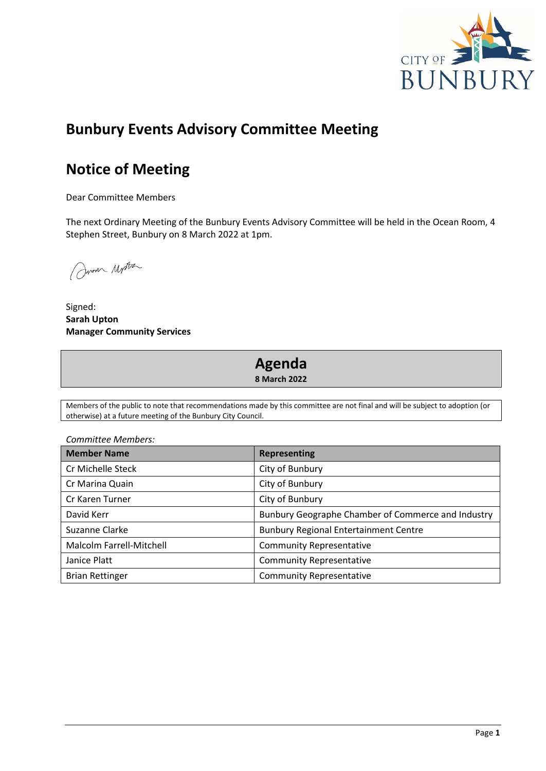# Bunbury Events Advisory Committee Meeting

# Notice of Meeting

Dear Committee Members

The next Ordinary Meeting of the Bunbury Events Advisory Committee will be held in the Ocean Room, 4 Stephen Street, Bunbury on 8 March 2022 at 1pm.

Signed:
**Sarah Upton**
**Manager Community Services**

## Agenda

**8 March 2022**

Members of the public to note that recommendations made by this committee are not final and will be subject to adoption (or otherwise) at a future meeting of the Bunbury City Council.

*Committee Members:*

| Member Name | Representing |
|---|---|
| Cr Michelle Steck | City of Bunbury |
| Cr Marina Quain | City of Bunbury |
| Cr Karen Turner | City of Bunbury |
| David Kerr | Bunbury Geographe Chamber of Commerce and Industry |
| Suzanne Clarke | Bunbury Regional Entertainment Centre |
| Malcolm Farrell-Mitchell | Community Representative |
| Janice Platt | Community Representative |
| Brian Rettinger | Community Representative |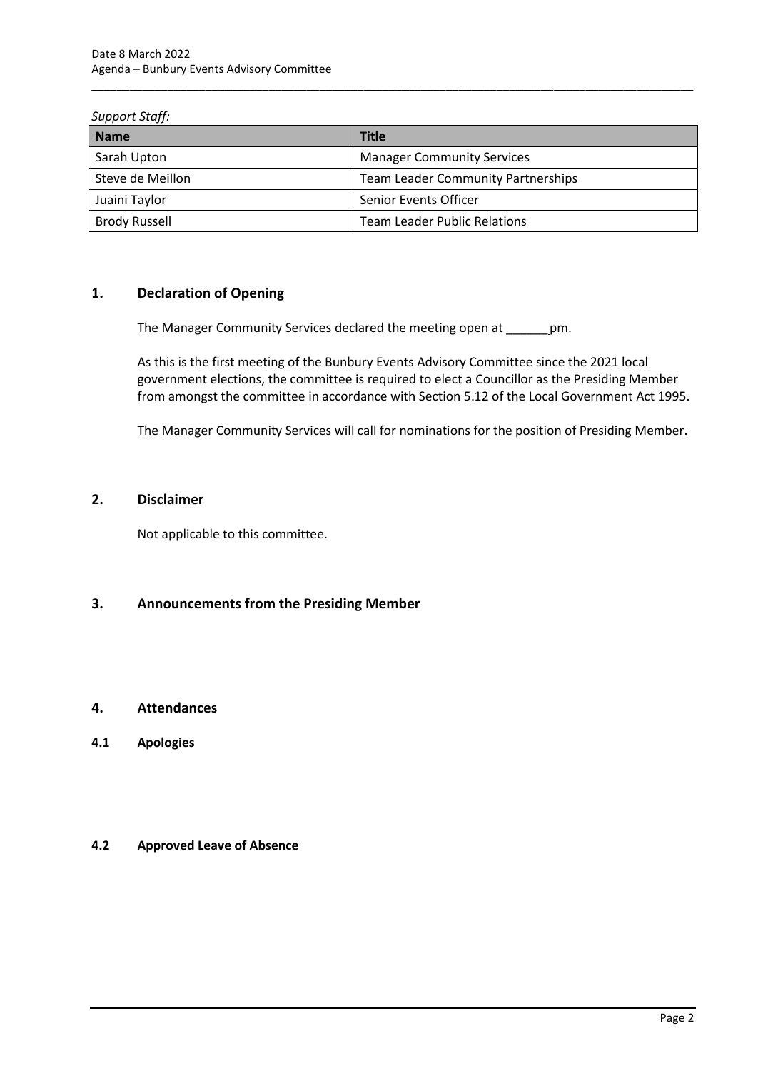*Support Staff:*

| Name | Title |
| --- | --- |
| Sarah Upton | Manager Community Services |
| Steve de Meillon | Team Leader Community Partnerships |
| Juaini Taylor | Senior Events Officer |
| Brody Russell | Team Leader Public Relations |

## 1. Declaration of Opening

The Manager Community Services declared the meeting open at ______pm.

As this is the first meeting of the Bunbury Events Advisory Committee since the 2021 local government elections, the committee is required to elect a Councillor as the Presiding Member from amongst the committee in accordance with Section 5.12 of the Local Government Act 1995.

The Manager Community Services will call for nominations for the position of Presiding Member.

## 2. Disclaimer

Not applicable to this committee.

## 3. Announcements from the Presiding Member

## 4. Attendances

### 4.1 Apologies

### 4.2 Approved Leave of Absence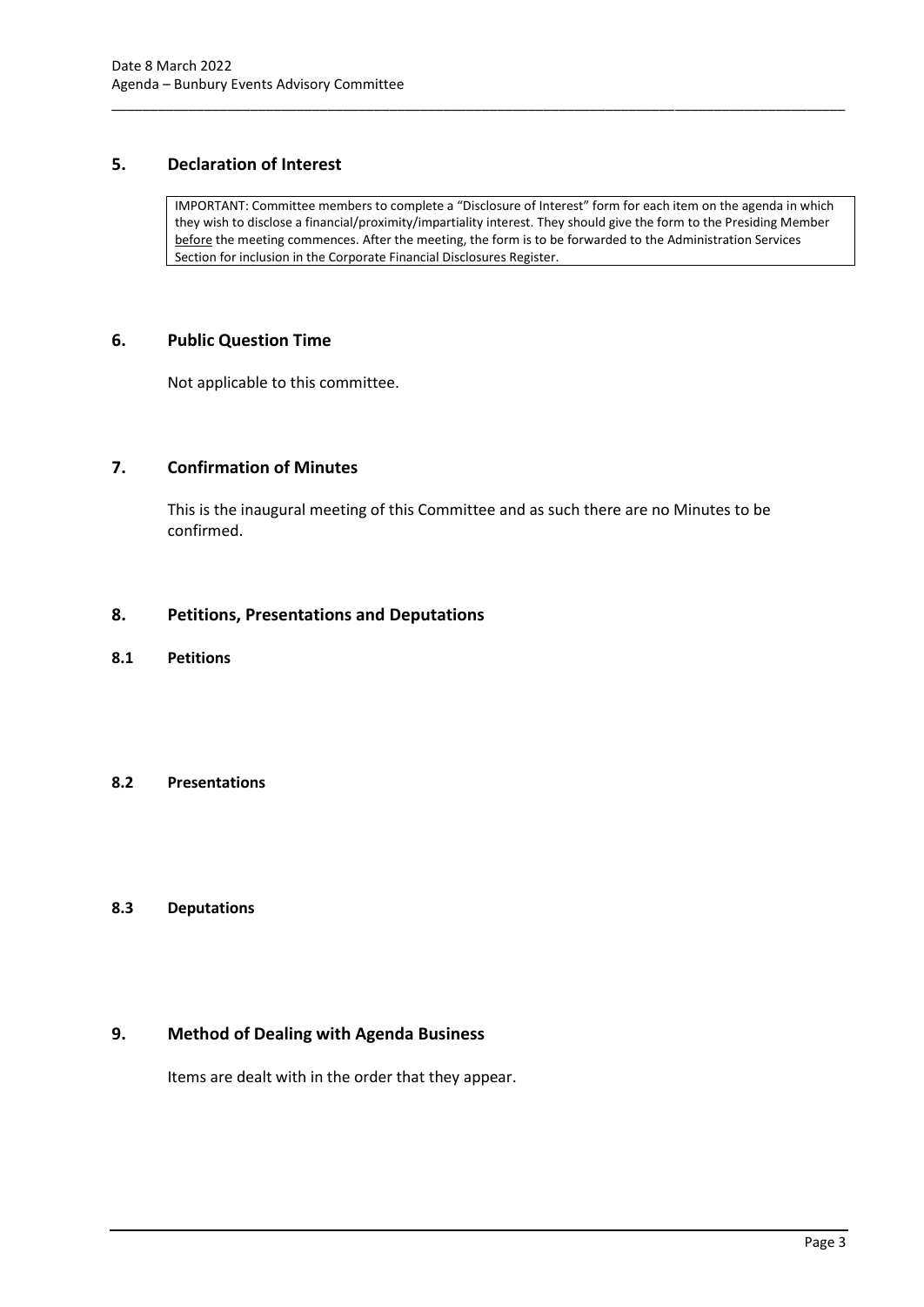## 5. Declaration of Interest

IMPORTANT: Committee members to complete a "Disclosure of Interest" form for each item on the agenda in which they wish to disclose a financial/proximity/impartiality interest. They should give the form to the Presiding Member before the meeting commences. After the meeting, the form is to be forwarded to the Administration Services Section for inclusion in the Corporate Financial Disclosures Register.

## 6. Public Question Time

Not applicable to this committee.

## 7. Confirmation of Minutes

This is the inaugural meeting of this Committee and as such there are no Minutes to be confirmed.

## 8. Petitions, Presentations and Deputations

### 8.1 Petitions

### 8.2 Presentations

### 8.3 Deputations

## 9. Method of Dealing with Agenda Business

Items are dealt with in the order that they appear.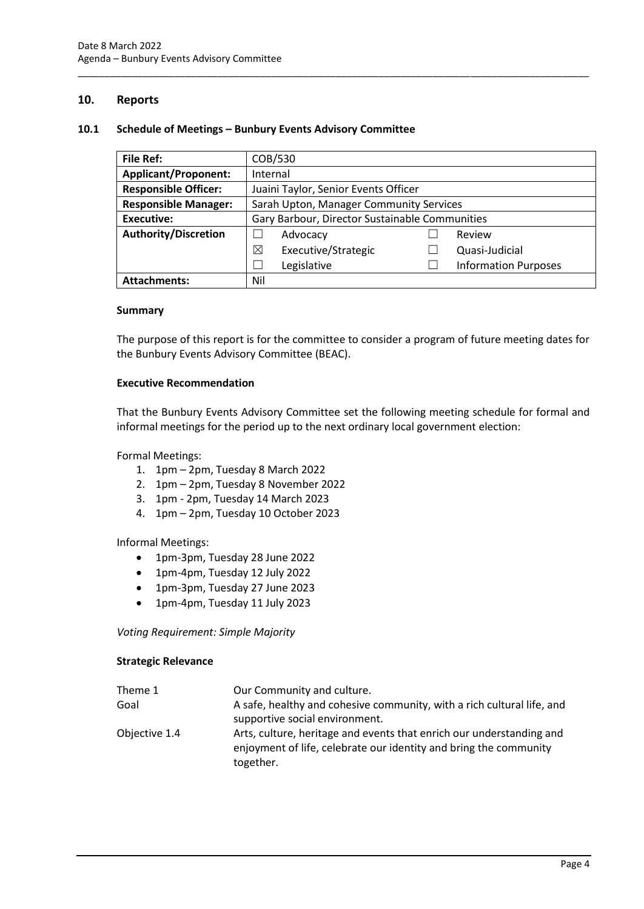## 10. Reports

### 10.1 Schedule of Meetings – Bunbury Events Advisory Committee

| **File Ref:** | COB/530 | | | |
|---|---|---|---|---|
| **Applicant/Proponent:** | Internal | | | |
| **Responsible Officer:** | Juaini Taylor, Senior Events Officer | | | |
| **Responsible Manager:** | Sarah Upton, Manager Community Services | | | |
| **Executive:** | Gary Barbour, Director Sustainable Communities | | | |
| **Authority/Discretion** | ☐ | Advocacy | ☐ | Review |
| | ☒ | Executive/Strategic | ☐ | Quasi-Judicial |
| | ☐ | Legislative | ☐ | Information Purposes |
| **Attachments:** | Nil | | | |

#### Summary

The purpose of this report is for the committee to consider a program of future meeting dates for the Bunbury Events Advisory Committee (BEAC).

#### Executive Recommendation

That the Bunbury Events Advisory Committee set the following meeting schedule for formal and informal meetings for the period up to the next ordinary local government election:

Formal Meetings:

1. 1pm – 2pm, Tuesday 8 March 2022
2. 1pm – 2pm, Tuesday 8 November 2022
3. 1pm - 2pm, Tuesday 14 March 2023
4. 1pm – 2pm, Tuesday 10 October 2023

Informal Meetings:

- 1pm-3pm, Tuesday 28 June 2022
- 1pm-4pm, Tuesday 12 July 2022
- 1pm-3pm, Tuesday 27 June 2023
- 1pm-4pm, Tuesday 11 July 2023

*Voting Requirement: Simple Majority*

#### Strategic Relevance

| | |
|---|---|
| Theme 1 | Our Community and culture. |
| Goal | A safe, healthy and cohesive community, with a rich cultural life, and supportive social environment. |
| Objective 1.4 | Arts, culture, heritage and events that enrich our understanding and enjoyment of life, celebrate our identity and bring the community together. |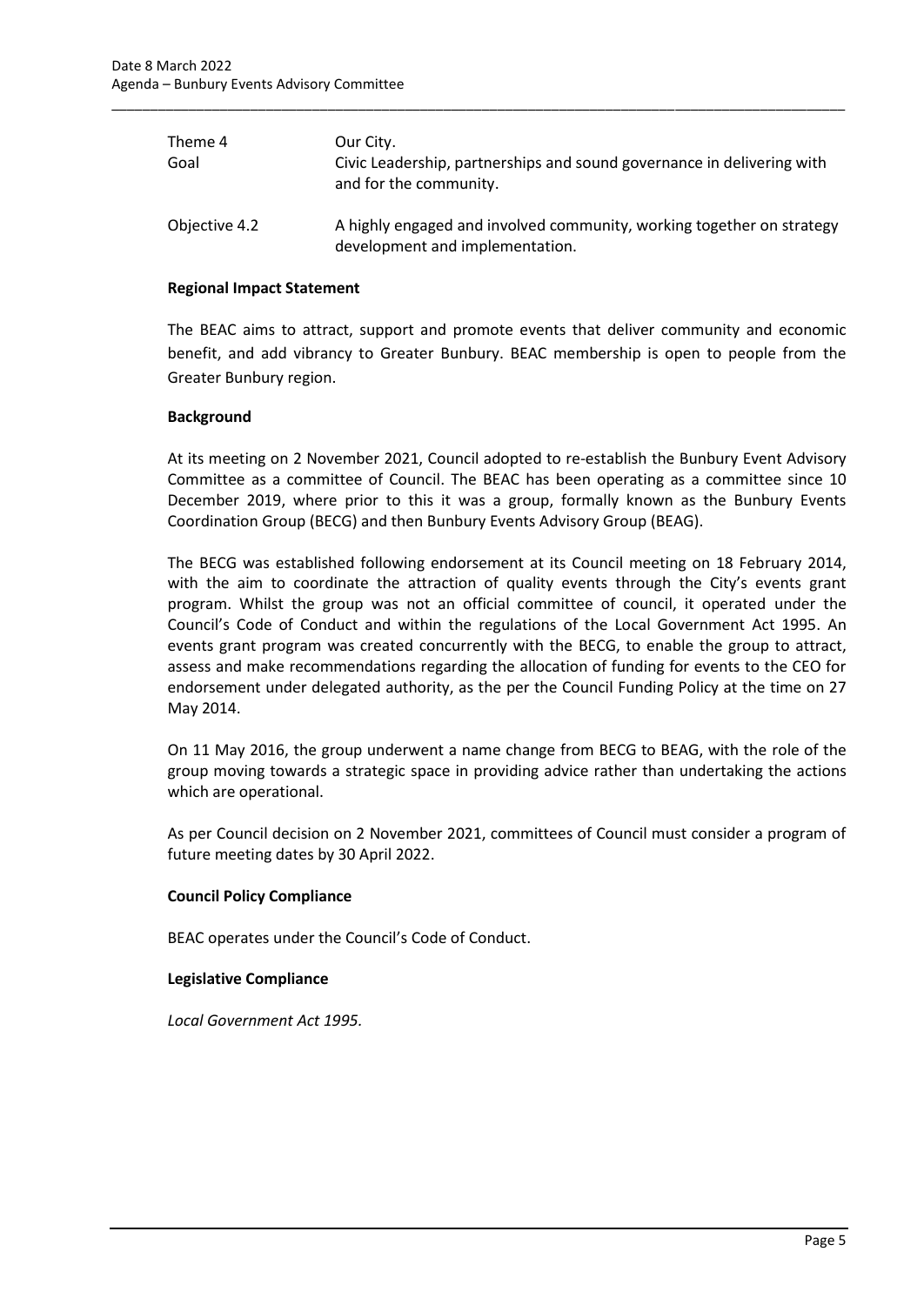| | |
|---|---|
| Theme 4 | Our City. |
| Goal | Civic Leadership, partnerships and sound governance in delivering with and for the community. |
| Objective 4.2 | A highly engaged and involved community, working together on strategy development and implementation. |

**Regional Impact Statement**

The BEAC aims to attract, support and promote events that deliver community and economic benefit, and add vibrancy to Greater Bunbury. BEAC membership is open to people from the Greater Bunbury region.

**Background**

At its meeting on 2 November 2021, Council adopted to re-establish the Bunbury Event Advisory Committee as a committee of Council. The BEAC has been operating as a committee since 10 December 2019, where prior to this it was a group, formally known as the Bunbury Events Coordination Group (BECG) and then Bunbury Events Advisory Group (BEAG).

The BECG was established following endorsement at its Council meeting on 18 February 2014, with the aim to coordinate the attraction of quality events through the City's events grant program. Whilst the group was not an official committee of council, it operated under the Council's Code of Conduct and within the regulations of the Local Government Act 1995. An events grant program was created concurrently with the BECG, to enable the group to attract, assess and make recommendations regarding the allocation of funding for events to the CEO for endorsement under delegated authority, as the per the Council Funding Policy at the time on 27 May 2014.

On 11 May 2016, the group underwent a name change from BECG to BEAG, with the role of the group moving towards a strategic space in providing advice rather than undertaking the actions which are operational.

As per Council decision on 2 November 2021, committees of Council must consider a program of future meeting dates by 30 April 2022.

**Council Policy Compliance**

BEAC operates under the Council's Code of Conduct.

**Legislative Compliance**

*Local Government Act 1995.*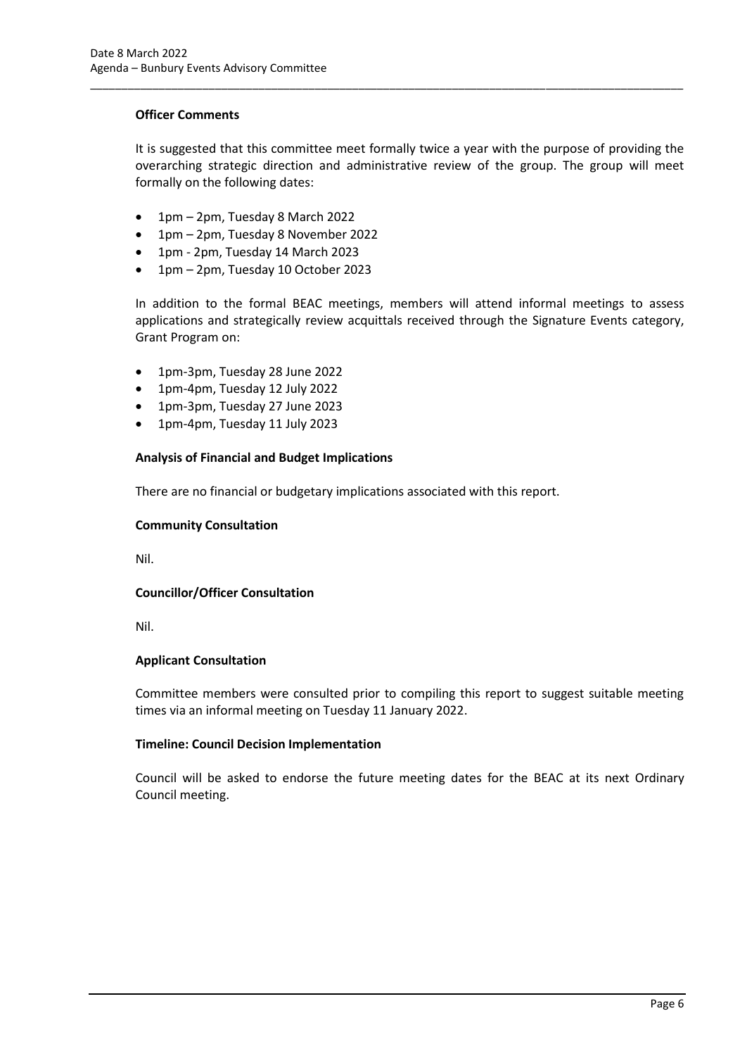**Officer Comments**

It is suggested that this committee meet formally twice a year with the purpose of providing the overarching strategic direction and administrative review of the group. The group will meet formally on the following dates:

- 1pm – 2pm, Tuesday 8 March 2022
- 1pm – 2pm, Tuesday 8 November 2022
- 1pm - 2pm, Tuesday 14 March 2023
- 1pm – 2pm, Tuesday 10 October 2023

In addition to the formal BEAC meetings, members will attend informal meetings to assess applications and strategically review acquittals received through the Signature Events category, Grant Program on:

- 1pm-3pm, Tuesday 28 June 2022
- 1pm-4pm, Tuesday 12 July 2022
- 1pm-3pm, Tuesday 27 June 2023
- 1pm-4pm, Tuesday 11 July 2023

**Analysis of Financial and Budget Implications**

There are no financial or budgetary implications associated with this report.

**Community Consultation**

Nil.

**Councillor/Officer Consultation**

Nil.

**Applicant Consultation**

Committee members were consulted prior to compiling this report to suggest suitable meeting times via an informal meeting on Tuesday 11 January 2022.

**Timeline: Council Decision Implementation**

Council will be asked to endorse the future meeting dates for the BEAC at its next Ordinary Council meeting.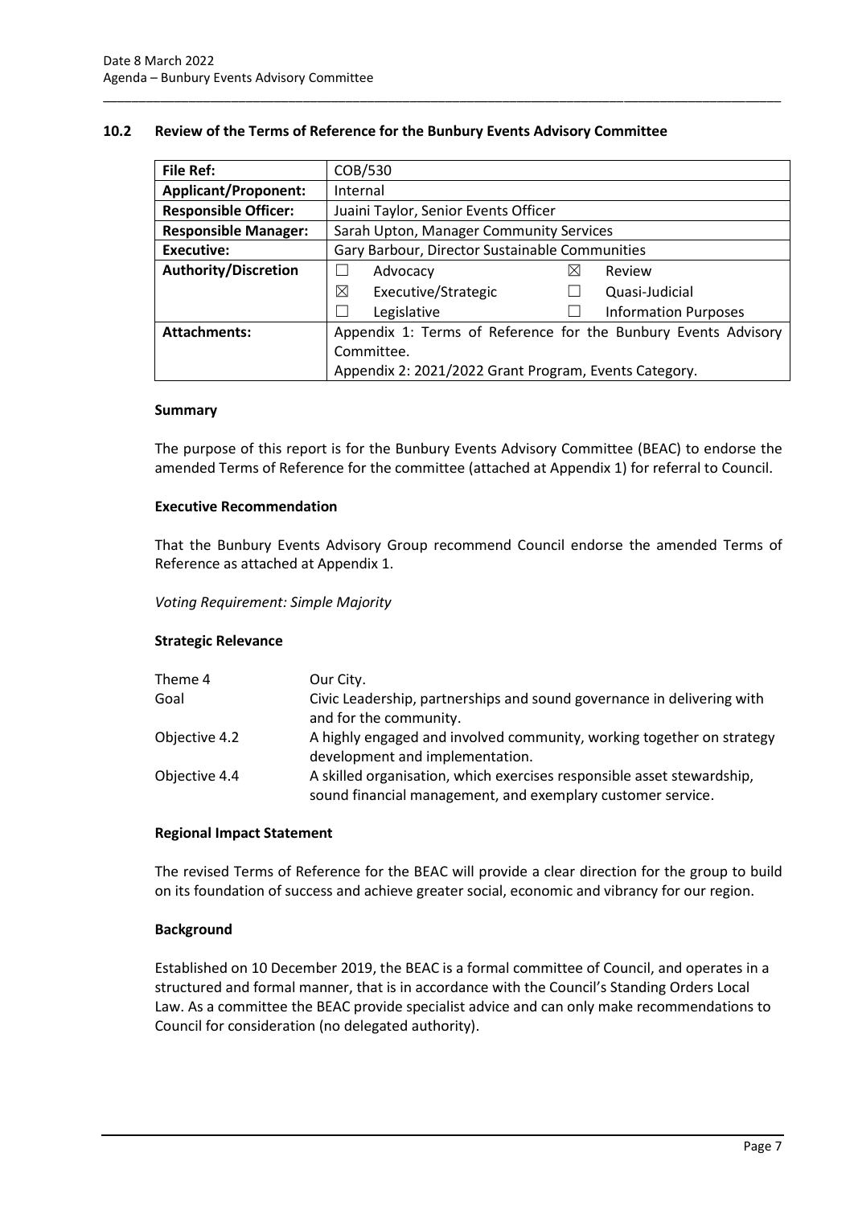### 10.2 Review of the Terms of Reference for the Bunbury Events Advisory Committee

| **File Ref:** | COB/530 |
|---|---|
| **Applicant/Proponent:** | Internal |
| **Responsible Officer:** | Juaini Taylor, Senior Events Officer |
| **Responsible Manager:** | Sarah Upton, Manager Community Services |
| **Executive:** | Gary Barbour, Director Sustainable Communities |
| **Authority/Discretion** | ☐ Advocacy ☒ Review<br>☒ Executive/Strategic ☐ Quasi-Judicial<br>☐ Legislative ☐ Information Purposes |
| **Attachments:** | Appendix 1: Terms of Reference for the Bunbury Events Advisory Committee.<br>Appendix 2: 2021/2022 Grant Program, Events Category. |

**Summary**

The purpose of this report is for the Bunbury Events Advisory Committee (BEAC) to endorse the amended Terms of Reference for the committee (attached at Appendix 1) for referral to Council.

**Executive Recommendation**

That the Bunbury Events Advisory Group recommend Council endorse the amended Terms of Reference as attached at Appendix 1.

*Voting Requirement: Simple Majority*

**Strategic Relevance**

| | |
|---|---|
| Theme 4 | Our City. |
| Goal | Civic Leadership, partnerships and sound governance in delivering with and for the community. |
| Objective 4.2 | A highly engaged and involved community, working together on strategy development and implementation. |
| Objective 4.4 | A skilled organisation, which exercises responsible asset stewardship, sound financial management, and exemplary customer service. |

**Regional Impact Statement**

The revised Terms of Reference for the BEAC will provide a clear direction for the group to build on its foundation of success and achieve greater social, economic and vibrancy for our region.

**Background**

Established on 10 December 2019, the BEAC is a formal committee of Council, and operates in a structured and formal manner, that is in accordance with the Council's Standing Orders Local Law. As a committee the BEAC provide specialist advice and can only make recommendations to Council for consideration (no delegated authority).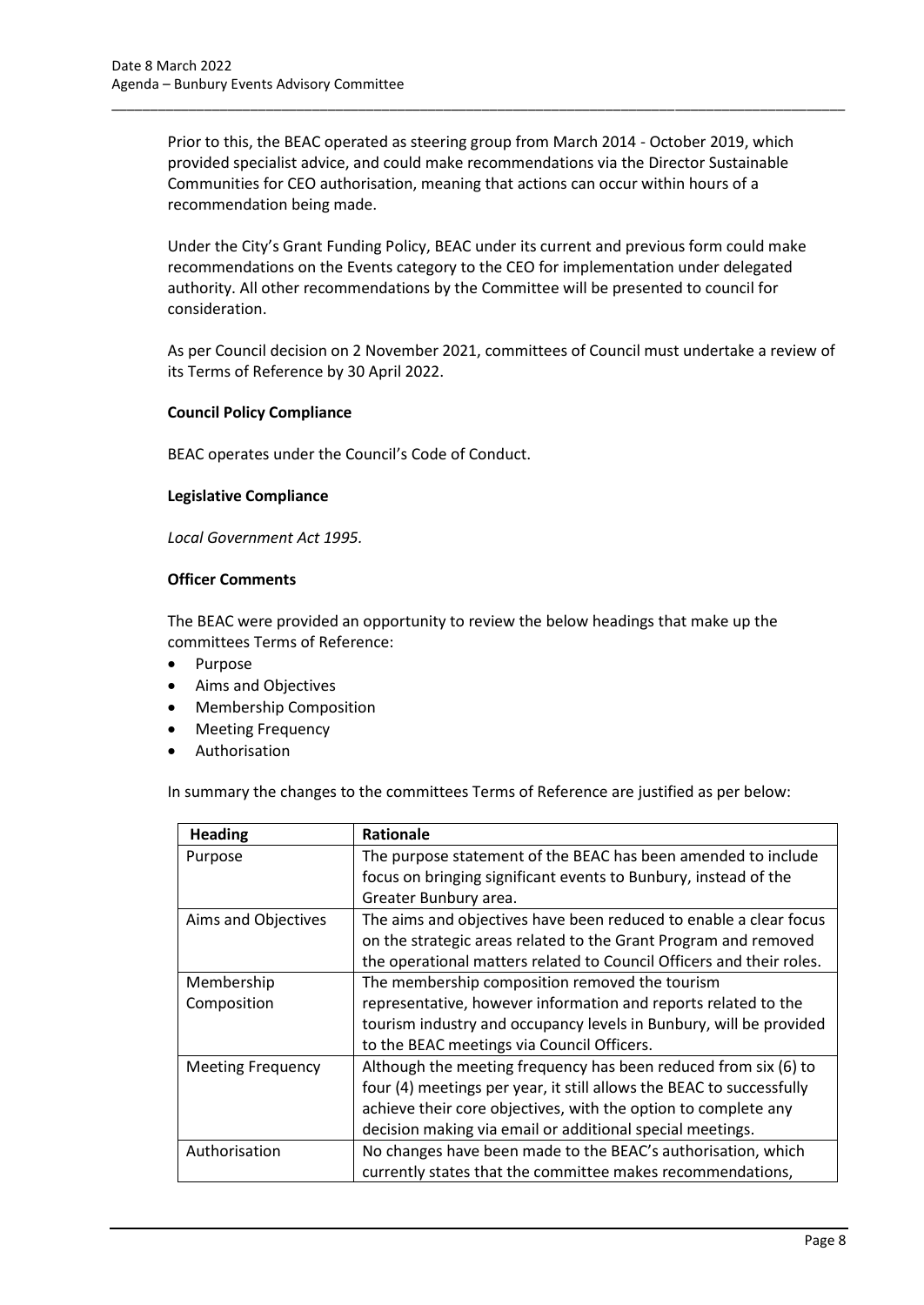Prior to this, the BEAC operated as steering group from March 2014 - October 2019, which provided specialist advice, and could make recommendations via the Director Sustainable Communities for CEO authorisation, meaning that actions can occur within hours of a recommendation being made.

Under the City's Grant Funding Policy, BEAC under its current and previous form could make recommendations on the Events category to the CEO for implementation under delegated authority. All other recommendations by the Committee will be presented to council for consideration.

As per Council decision on 2 November 2021, committees of Council must undertake a review of its Terms of Reference by 30 April 2022.

**Council Policy Compliance**

BEAC operates under the Council's Code of Conduct.

**Legislative Compliance**

*Local Government Act 1995.*

**Officer Comments**

The BEAC were provided an opportunity to review the below headings that make up the committees Terms of Reference:

- Purpose
- Aims and Objectives
- Membership Composition
- Meeting Frequency
- Authorisation

In summary the changes to the committees Terms of Reference are justified as per below:

| Heading | Rationale |
|---|---|
| Purpose | The purpose statement of the BEAC has been amended to include focus on bringing significant events to Bunbury, instead of the Greater Bunbury area. |
| Aims and Objectives | The aims and objectives have been reduced to enable a clear focus on the strategic areas related to the Grant Program and removed the operational matters related to Council Officers and their roles. |
| Membership Composition | The membership composition removed the tourism representative, however information and reports related to the tourism industry and occupancy levels in Bunbury, will be provided to the BEAC meetings via Council Officers. |
| Meeting Frequency | Although the meeting frequency has been reduced from six (6) to four (4) meetings per year, it still allows the BEAC to successfully achieve their core objectives, with the option to complete any decision making via email or additional special meetings. |
| Authorisation | No changes have been made to the BEAC's authorisation, which currently states that the committee makes recommendations, |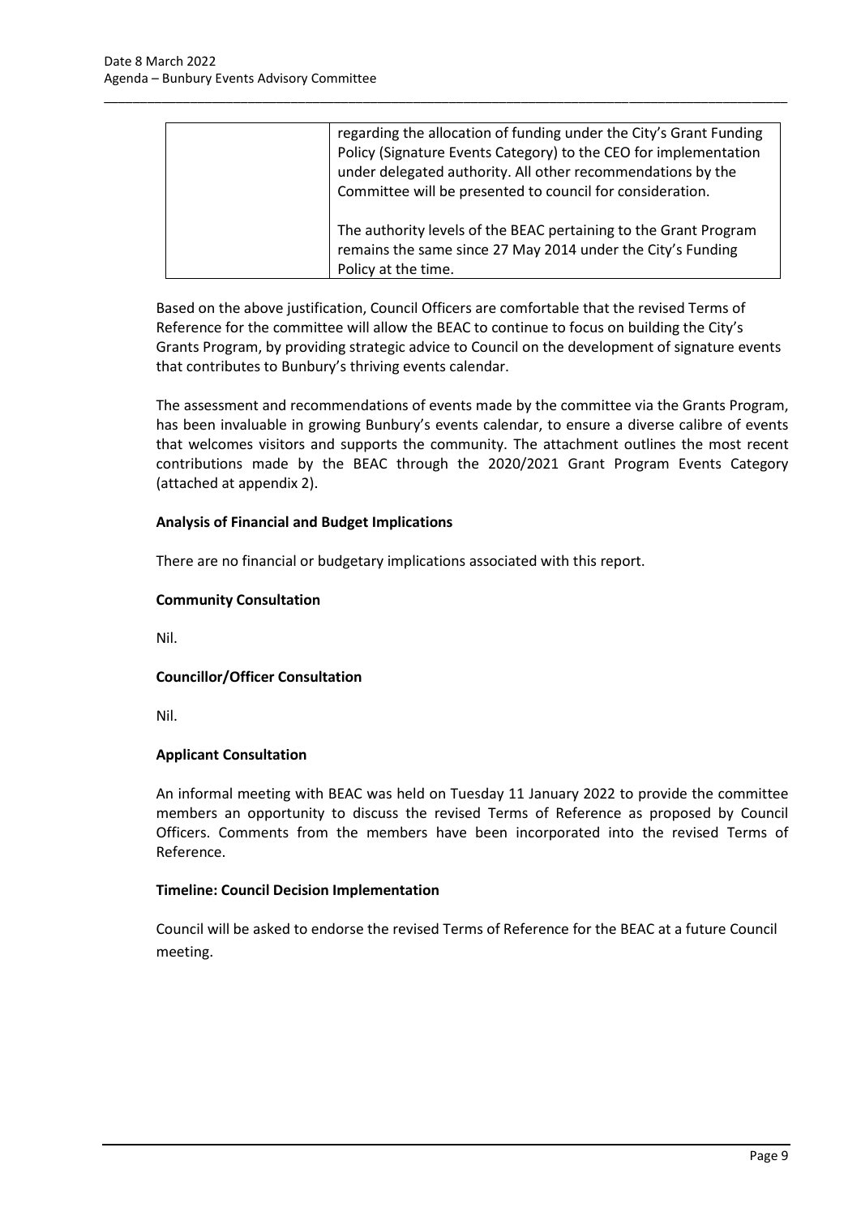| | |
|---|---|
| | regarding the allocation of funding under the City's Grant Funding Policy (Signature Events Category) to the CEO for implementation under delegated authority. All other recommendations by the Committee will be presented to council for consideration.<br><br>The authority levels of the BEAC pertaining to the Grant Program remains the same since 27 May 2014 under the City's Funding Policy at the time. |

Based on the above justification, Council Officers are comfortable that the revised Terms of Reference for the committee will allow the BEAC to continue to focus on building the City's Grants Program, by providing strategic advice to Council on the development of signature events that contributes to Bunbury's thriving events calendar.

The assessment and recommendations of events made by the committee via the Grants Program, has been invaluable in growing Bunbury's events calendar, to ensure a diverse calibre of events that welcomes visitors and supports the community. The attachment outlines the most recent contributions made by the BEAC through the 2020/2021 Grant Program Events Category (attached at appendix 2).

**Analysis of Financial and Budget Implications**

There are no financial or budgetary implications associated with this report.

**Community Consultation**

Nil.

**Councillor/Officer Consultation**

Nil.

**Applicant Consultation**

An informal meeting with BEAC was held on Tuesday 11 January 2022 to provide the committee members an opportunity to discuss the revised Terms of Reference as proposed by Council Officers. Comments from the members have been incorporated into the revised Terms of Reference.

**Timeline: Council Decision Implementation**

Council will be asked to endorse the revised Terms of Reference for the BEAC at a future Council meeting.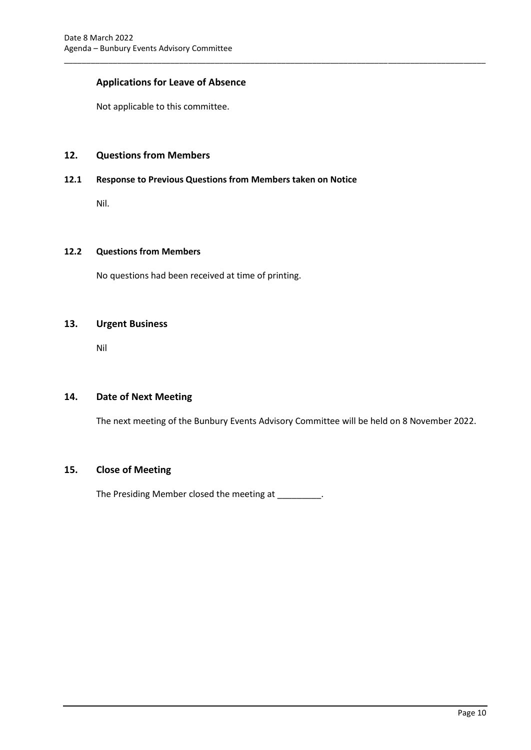### Applications for Leave of Absence

Not applicable to this committee.

## 12. Questions from Members

### 12.1 Response to Previous Questions from Members taken on Notice

Nil.

### 12.2 Questions from Members

No questions had been received at time of printing.

## 13. Urgent Business

Nil

## 14. Date of Next Meeting

The next meeting of the Bunbury Events Advisory Committee will be held on 8 November 2022.

## 15. Close of Meeting

The Presiding Member closed the meeting at _________.